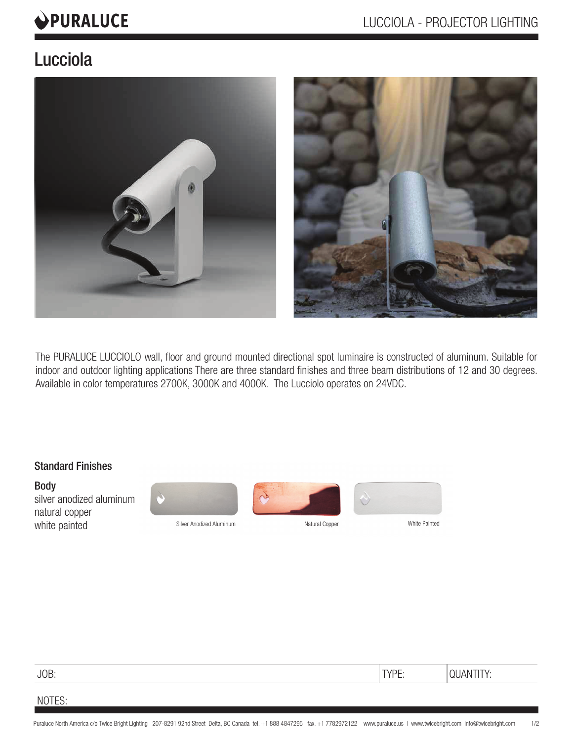# Lucciola

The PURALUCE LUCCIOLO wall, floor and ground mounted directional spot luminaire is constructed of aluminum. Suitable for indoor and outdoor lighting applications There are three standard finishes and three beam distributions of 12 and 30 degrees. Available in color temperatures 2700K, 3000K and 4000K. The Lucciolo operates on 24VDC.

## Standard Finishes

### Body

silver anodized aluminum
natural copper
white painted

Silver Anodized Aluminum

Natural Copper

White Painted

| JOB: | TYPE: | QUANTITY: |
|---|---|---|

NOTES:

Puraluce North America c/o Twice Bright Lighting 207-8291 92nd Street Delta, BC Canada tel. +1 888 4847295 fax. +1 7782972122 www.puraluce.us | www.twicebright.com info@twicebright.com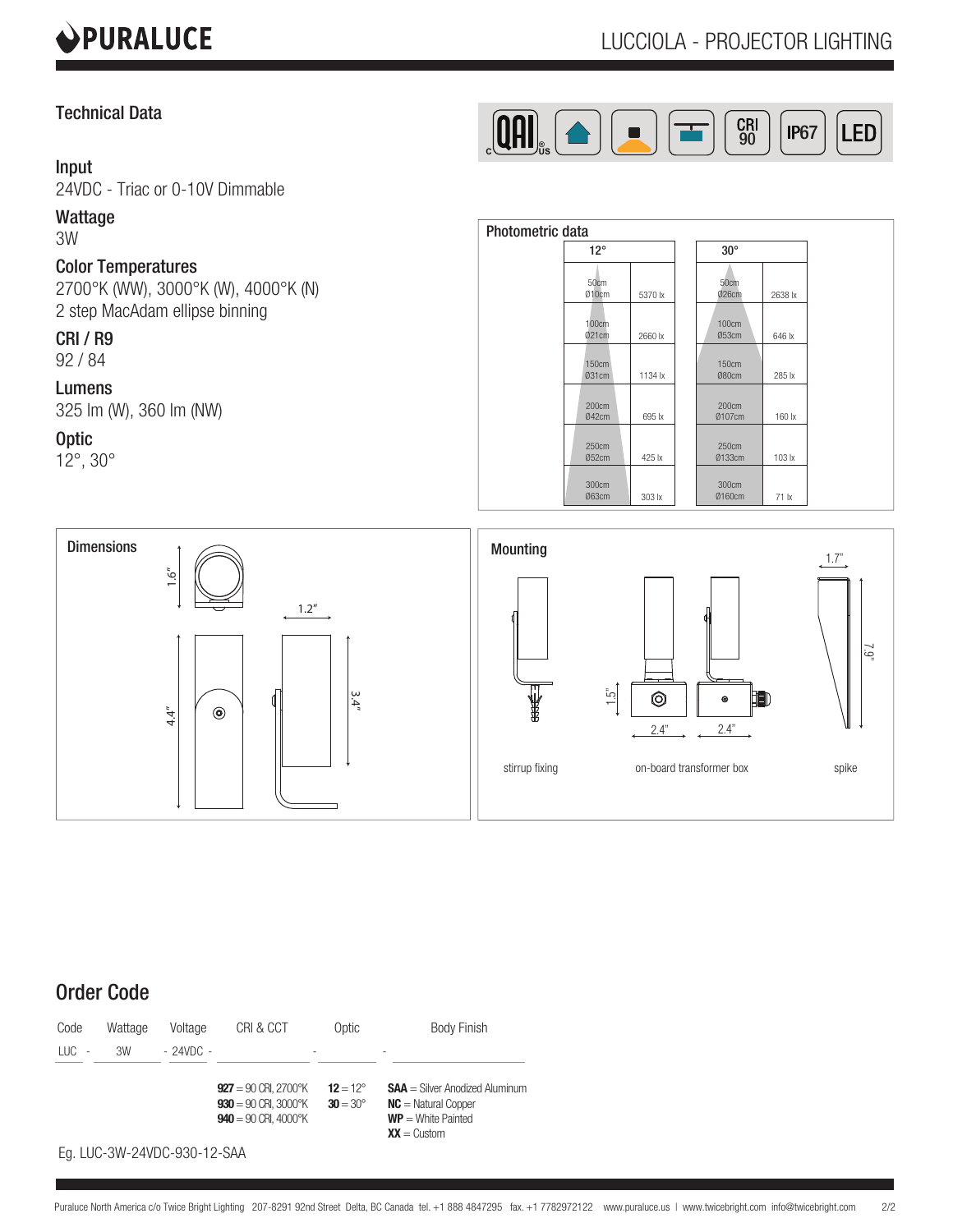# LUCCIOLA - PROJECTOR LIGHTING

## Technical Data

CQAIUS | IP67 | LED | CRI 90

### Input
24VDC - Triac or 0-10V Dimmable

### Wattage
3W

### Color Temperatures
2700°K (WW), 3000°K (W), 4000°K (N)
2 step MacAdam ellipse binning

### CRI / R9
92 / 84

### Lumens
325 lm (W), 360 lm (NW)

### Optic
12°, 30°

## Photometric data

| 12° | | 30° | |
|---|---|---|---|
| 50cm Ø10cm | 5370 lx | 50cm Ø26cm | 2638 lx |
| 100cm Ø21cm | 2660 lx | 100cm Ø53cm | 646 lx |
| 150cm Ø31cm | 1134 lx | 150cm Ø80cm | 285 lx |
| 200cm Ø42cm | 695 lx | 200cm Ø107cm | 160 lx |
| 250cm Ø52cm | 425 lx | 250cm Ø133cm | 103 lx |
| 300cm Ø63cm | 303 lx | 300cm Ø160cm | 71 lx |

## Dimensions

1.6"
1.2"
4.4"
3.4"

## Mounting

1.5"
2.4"
2.4"
1.7"
7.9"

stirrup fixing

on-board transformer box

spike

## Order Code

| Code | Wattage | Voltage | CRI & CCT | Optic | Body Finish |
|---|---|---|---|---|---|
| LUC - | 3W | - 24VDC - | | - | - |
| | | | **927** = 90 CRI, 2700°K<br>**930** = 90 CRI, 3000°K<br>**940** = 90 CRI, 4000°K | **12** = 12°<br>**30** = 30° | **SAA** = Silver Anodized Aluminum<br>**NC** = Natural Copper<br>**WP** = White Painted<br>**XX** = Custom |

Eg. LUC-3W-24VDC-930-12-SAA

Puraluce North America c/o Twice Bright Lighting 207-8291 92nd Street Delta, BC Canada tel. +1 888 4847295 fax. +1 7782972122 www.puraluce.us | www.twicebright.com info@twicebright.com